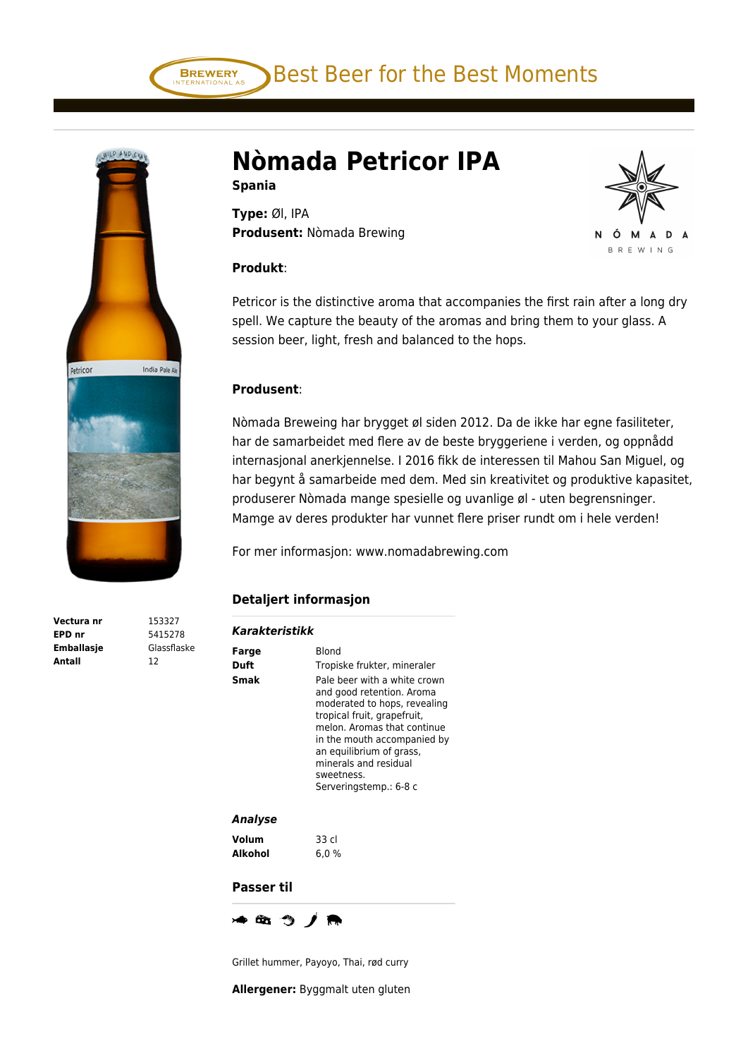# Nòmada Petricor IPA

**Spania**

**Type:** Øl, IPA
**Produsent:** Nòmada Brewing

**Produkt**:

Petricor is the distinctive aroma that accompanies the first rain after a long dry spell. We capture the beauty of the aromas and bring them to your glass. A session beer, light, fresh and balanced to the hops.

**Produsent**:

Nòmada Breweing har brygget øl siden 2012. Da de ikke har egne fasiliteter, har de samarbeidet med flere av de beste bryggeriene i verden, og oppnådd internasjonal anerkjennelse. I 2016 fikk de interessen til Mahou San Miguel, og har begynt å samarbeide med dem. Med sin kreativitet og produktive kapasitet, produserer Nòmada mange spesielle og uvanlige øl - uten begrensninger. Mamge av deres produkter har vunnet flere priser rundt om i hele verden!

For mer informasjon: www.nomadabrewing.com

| | |
|---|---|
| **Vectura nr** | 153327 |
| **EPD nr** | 5415278 |
| **Emballasje** | Glassflaske |
| **Antall** | 12 |

## Detaljert informasjon

### *Karakteristikk*

| | |
|---|---|
| **Farge** | Blond |
| **Duft** | Tropiske frukter, mineraler |
| **Smak** | Pale beer with a white crown and good retention. Aroma moderated to hops, revealing tropical fruit, grapefruit, melon. Aromas that continue in the mouth accompanied by an equilibrium of grass, minerals and residual sweetness. Serveringstemp.: 6-8 c |

### *Analyse*

| | |
|---|---|
| **Volum** | 33 cl |
| **Alkohol** | 6,0 % |

## Passer til

Grillet hummer, Payoyo, Thai, rød curry

**Allergener:** Byggmalt uten gluten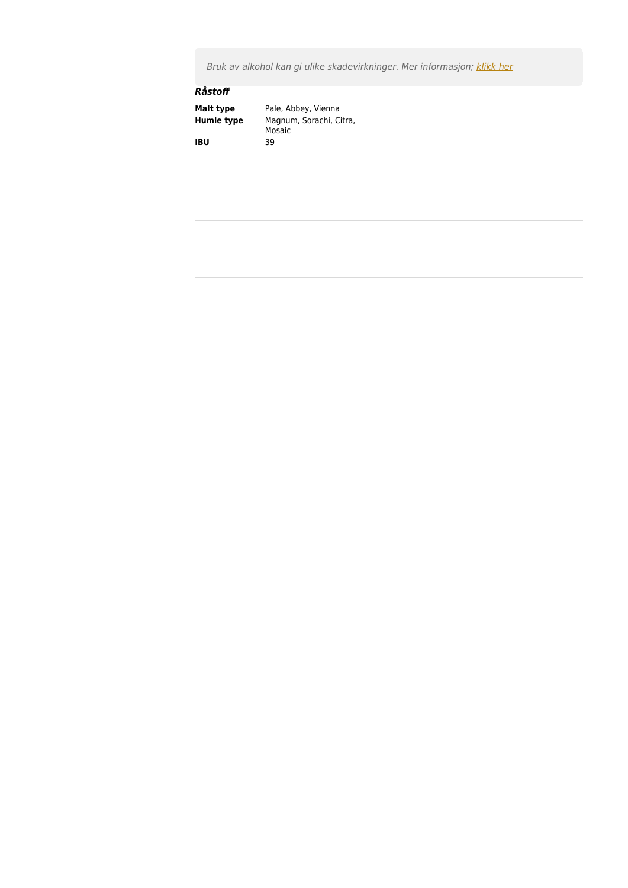*Bruk av alkohol kan gi ulike skadevirkninger. Mer informasjon; [klikk her]*

***Råstoff***

| | |
|---|---|
| **Malt type** | Pale, Abbey, Vienna |
| **Humle type** | Magnum, Sorachi, Citra, Mosaic |
| **IBU** | 39 |